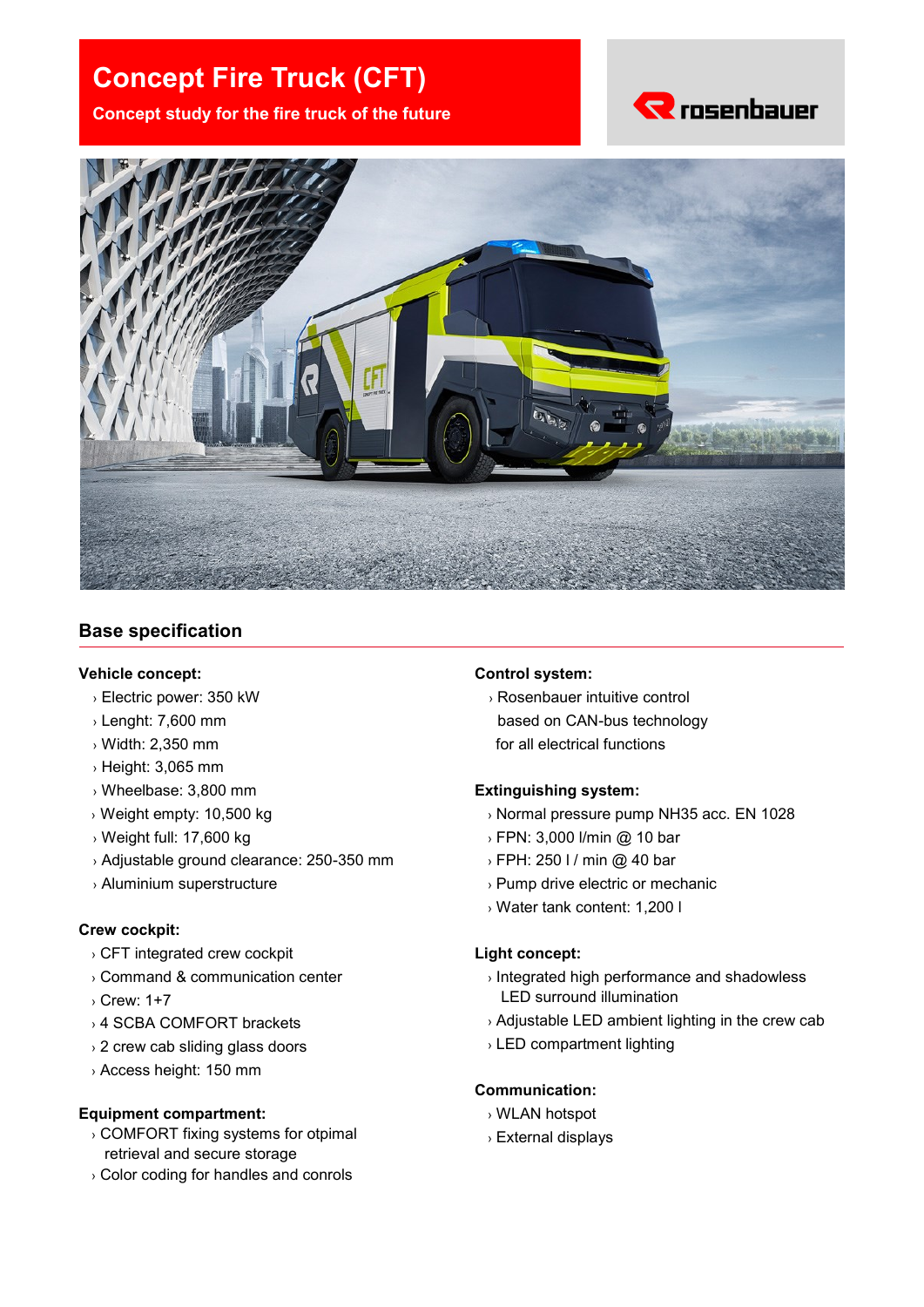# Concept Fire Truck (CFT)

**Concept study for the fire truck of the future**

rosenbauer

## Base specification

**Vehicle concept:**

- Electric power: 350 kW
- Lenght: 7,600 mm
- Width: 2,350 mm
- Height: 3,065 mm
- Wheelbase: 3,800 mm
- Weight empty: 10,500 kg
- Weight full: 17,600 kg
- Adjustable ground clearance: 250-350 mm
- Aluminium superstructure

**Crew cockpit:**

- CFT integrated crew cockpit
- Command & communication center
- Crew: 1+7
- 4 SCBA COMFORT brackets
- 2 crew cab sliding glass doors
- Access height: 150 mm

**Equipment compartment:**

- COMFORT fixing systems for otpimal retrieval and secure storage
- Color coding for handles and conrols

**Control system:**

- Rosenbauer intuitive control based on CAN-bus technology for all electrical functions

**Extinguishing system:**

- Normal pressure pump NH35 acc. EN 1028
- FPN: 3,000 l/min @ 10 bar
- FPH: 250 l / min @ 40 bar
- Pump drive electric or mechanic
- Water tank content: 1,200 l

**Light concept:**

- Integrated high performance and shadowless LED surround illumination
- Adjustable LED ambient lighting in the crew cab
- LED compartment lighting

**Communication:**

- WLAN hotspot
- External displays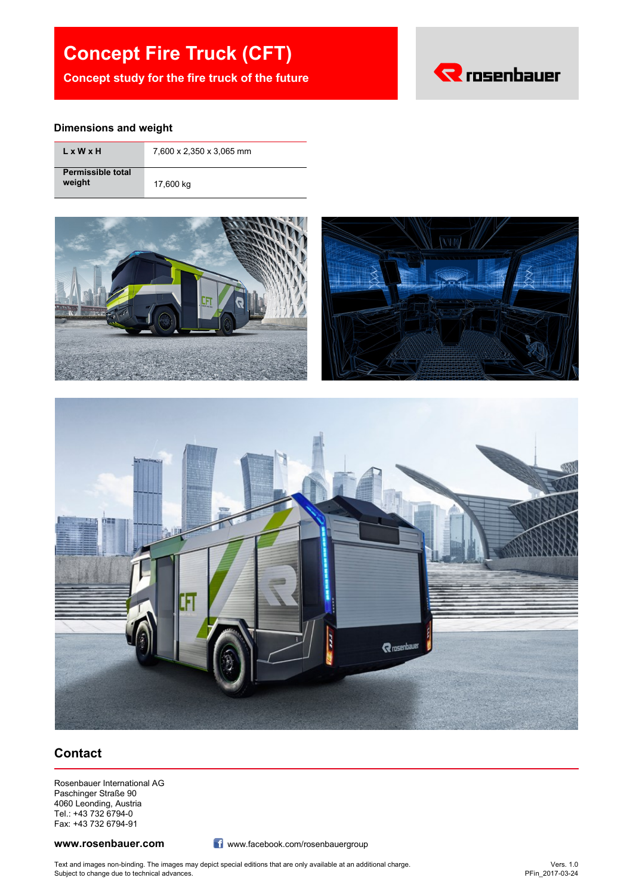# Concept Fire Truck (CFT)

**Concept study for the fire truck of the future**

## Dimensions and weight

| | |
|---|---|
| **L x W x H** | 7,600 x 2,350 x 3,065 mm |
| **Permissible total weight** | 17,600 kg |

## Contact

Rosenbauer International AG
Paschinger Straße 90
4060 Leonding, Austria
Tel.: +43 732 6794-0
Fax: +43 732 6794-91

**www.rosenbauer.com**

www.facebook.com/rosenbauergroup

Text and images non-binding. The images may depict special editions that are only available at an additional charge.
Subject to change due to technical advances.

Vers. 1.0
PFin_2017-03-24